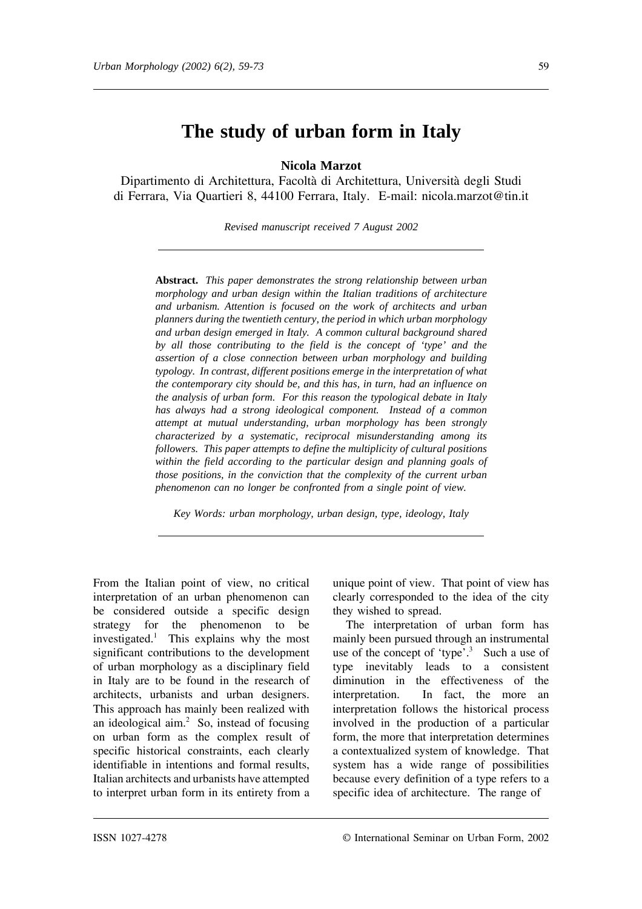# The study of urban form in Italy

**Nicola Marzot**

Dipartimento di Architettura, Facoltà di Architettura, Università degli Studi di Ferrara, Via Quartieri 8, 44100 Ferrara, Italy. E-mail: nicola.marzot@tin.it

*Revised manuscript received 7 August 2002*

**Abstract.** *This paper demonstrates the strong relationship between urban morphology and urban design within the Italian traditions of architecture and urbanism. Attention is focused on the work of architects and urban planners during the twentieth century, the period in which urban morphology and urban design emerged in Italy. A common cultural background shared by all those contributing to the field is the concept of 'type' and the assertion of a close connection between urban morphology and building typology. In contrast, different positions emerge in the interpretation of what the contemporary city should be, and this has, in turn, had an influence on the analysis of urban form. For this reason the typological debate in Italy has always had a strong ideological component. Instead of a common attempt at mutual understanding, urban morphology has been strongly characterized by a systematic, reciprocal misunderstanding among its followers. This paper attempts to define the multiplicity of cultural positions within the field according to the particular design and planning goals of those positions, in the conviction that the complexity of the current urban phenomenon can no longer be confronted from a single point of view.*

*Key Words: urban morphology, urban design, type, ideology, Italy*

From the Italian point of view, no critical interpretation of an urban phenomenon can be considered outside a specific design strategy for the phenomenon to be investigated.[1] This explains why the most significant contributions to the development of urban morphology as a disciplinary field in Italy are to be found in the research of architects, urbanists and urban designers. This approach has mainly been realized with an ideological aim.[2] So, instead of focusing on urban form as the complex result of specific historical constraints, each clearly identifiable in intentions and formal results, Italian architects and urbanists have attempted to interpret urban form in its entirety from a unique point of view. That point of view has clearly corresponded to the idea of the city they wished to spread.

The interpretation of urban form has mainly been pursued through an instrumental use of the concept of 'type'.[3] Such a use of type inevitably leads to a consistent diminution in the effectiveness of the interpretation. In fact, the more an interpretation follows the historical process involved in the production of a particular form, the more that interpretation determines a contextualized system of knowledge. That system has a wide range of possibilities because every definition of a type refers to a specific idea of architecture. The range of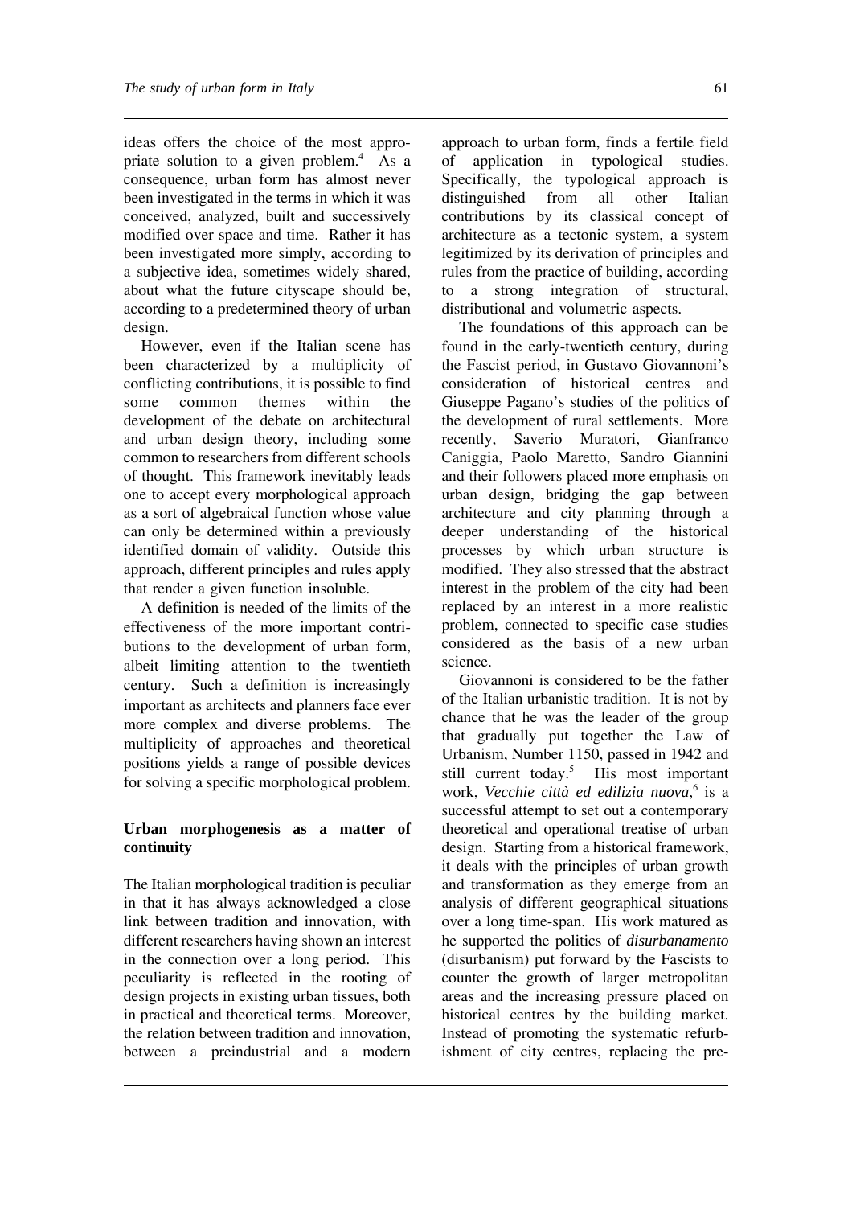ideas offers the choice of the most appropriate solution to a given problem.[4] As a consequence, urban form has almost never been investigated in the terms in which it was conceived, analyzed, built and successively modified over space and time. Rather it has been investigated more simply, according to a subjective idea, sometimes widely shared, about what the future cityscape should be, according to a predetermined theory of urban design.

However, even if the Italian scene has been characterized by a multiplicity of conflicting contributions, it is possible to find some common themes within the development of the debate on architectural and urban design theory, including some common to researchers from different schools of thought. This framework inevitably leads one to accept every morphological approach as a sort of algebraical function whose value can only be determined within a previously identified domain of validity. Outside this approach, different principles and rules apply that render a given function insoluble.

A definition is needed of the limits of the effectiveness of the more important contributions to the development of urban form, albeit limiting attention to the twentieth century. Such a definition is increasingly important as architects and planners face ever more complex and diverse problems. The multiplicity of approaches and theoretical positions yields a range of possible devices for solving a specific morphological problem.

## Urban morphogenesis as a matter of continuity

The Italian morphological tradition is peculiar in that it has always acknowledged a close link between tradition and innovation, with different researchers having shown an interest in the connection over a long period. This peculiarity is reflected in the rooting of design projects in existing urban tissues, both in practical and theoretical terms. Moreover, the relation between tradition and innovation, between a preindustrial and a modern approach to urban form, finds a fertile field of application in typological studies. Specifically, the typological approach is distinguished from all other Italian contributions by its classical concept of architecture as a tectonic system, a system legitimized by its derivation of principles and rules from the practice of building, according to a strong integration of structural, distributional and volumetric aspects.

The foundations of this approach can be found in the early-twentieth century, during the Fascist period, in Gustavo Giovannoni's consideration of historical centres and Giuseppe Pagano's studies of the politics of the development of rural settlements. More recently, Saverio Muratori, Gianfranco Caniggia, Paolo Maretto, Sandro Giannini and their followers placed more emphasis on urban design, bridging the gap between architecture and city planning through a deeper understanding of the historical processes by which urban structure is modified. They also stressed that the abstract interest in the problem of the city had been replaced by an interest in a more realistic problem, connected to specific case studies considered as the basis of a new urban science.

Giovannoni is considered to be the father of the Italian urbanistic tradition. It is not by chance that he was the leader of the group that gradually put together the Law of Urbanism, Number 1150, passed in 1942 and still current today.[5] His most important work, *Vecchie città ed edilizia nuova*,[6] is a successful attempt to set out a contemporary theoretical and operational treatise of urban design. Starting from a historical framework, it deals with the principles of urban growth and transformation as they emerge from an analysis of different geographical situations over a long time-span. His work matured as he supported the politics of *disurbanamento* (disurbanism) put forward by the Fascists to counter the growth of larger metropolitan areas and the increasing pressure placed on historical centres by the building market. Instead of promoting the systematic refurbishment of city centres, replacing the pre-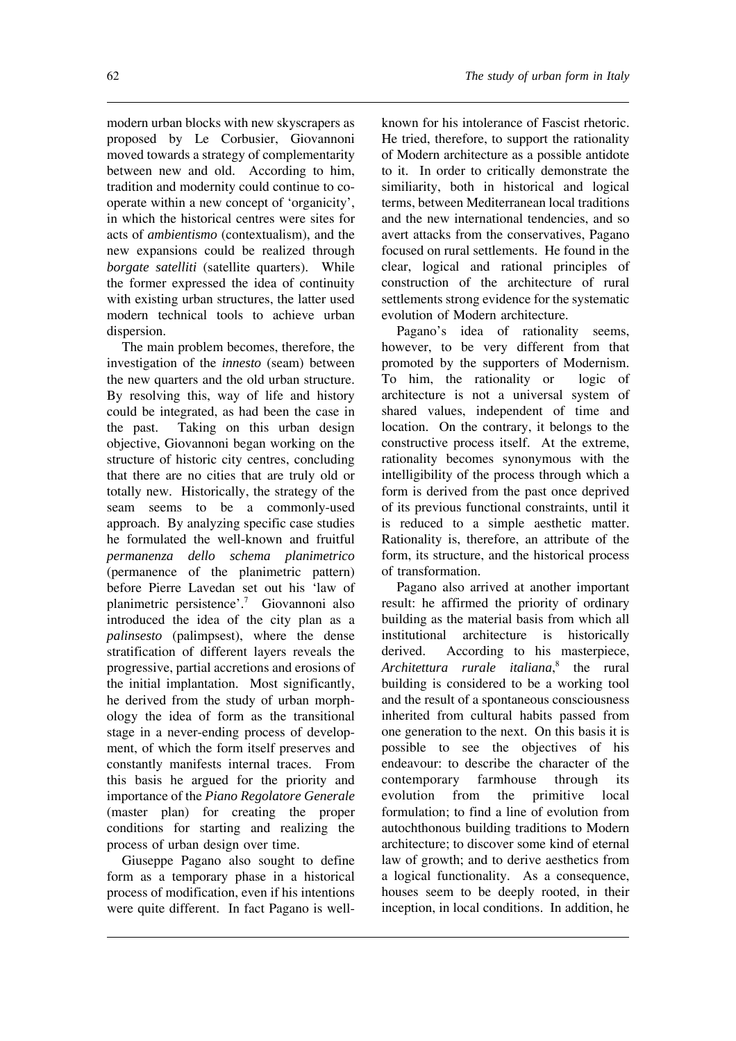modern urban blocks with new skyscrapers as proposed by Le Corbusier, Giovannoni moved towards a strategy of complementarity between new and old. According to him, tradition and modernity could continue to co-operate within a new concept of 'organicity', in which the historical centres were sites for acts of *ambientismo* (contextualism), and the new expansions could be realized through *borgate satelliti* (satellite quarters). While the former expressed the idea of continuity with existing urban structures, the latter used modern technical tools to achieve urban dispersion.

The main problem becomes, therefore, the investigation of the *innesto* (seam) between the new quarters and the old urban structure. By resolving this, way of life and history could be integrated, as had been the case in the past. Taking on this urban design objective, Giovannoni began working on the structure of historic city centres, concluding that there are no cities that are truly old or totally new. Historically, the strategy of the seam seems to be a commonly-used approach. By analyzing specific case studies he formulated the well-known and fruitful *permanenza dello schema planimetrico* (permanence of the planimetric pattern) before Pierre Lavedan set out his 'law of planimetric persistence'.[7] Giovannoni also introduced the idea of the city plan as a *palinsesto* (palimpsest), where the dense stratification of different layers reveals the progressive, partial accretions and erosions of the initial implantation. Most significantly, he derived from the study of urban morphology the idea of form as the transitional stage in a never-ending process of development, of which the form itself preserves and constantly manifests internal traces. From this basis he argued for the priority and importance of the *Piano Regolatore Generale* (master plan) for creating the proper conditions for starting and realizing the process of urban design over time.

Giuseppe Pagano also sought to define form as a temporary phase in a historical process of modification, even if his intentions were quite different. In fact Pagano is well-known for his intolerance of Fascist rhetoric. He tried, therefore, to support the rationality of Modern architecture as a possible antidote to it. In order to critically demonstrate the similiarity, both in historical and logical terms, between Mediterranean local traditions and the new international tendencies, and so avert attacks from the conservatives, Pagano focused on rural settlements. He found in the clear, logical and rational principles of construction of the architecture of rural settlements strong evidence for the systematic evolution of Modern architecture.

Pagano's idea of rationality seems, however, to be very different from that promoted by the supporters of Modernism. To him, the rationality or logic of architecture is not a universal system of shared values, independent of time and location. On the contrary, it belongs to the constructive process itself. At the extreme, rationality becomes synonymous with the intelligibility of the process through which a form is derived from the past once deprived of its previous functional constraints, until it is reduced to a simple aesthetic matter. Rationality is, therefore, an attribute of the form, its structure, and the historical process of transformation.

Pagano also arrived at another important result: he affirmed the priority of ordinary building as the material basis from which all institutional architecture is historically derived. According to his masterpiece, *Architettura rurale italiana*,[8] the rural building is considered to be a working tool and the result of a spontaneous consciousness inherited from cultural habits passed from one generation to the next. On this basis it is possible to see the objectives of his endeavour: to describe the character of the contemporary farmhouse through its evolution from the primitive local formulation; to find a line of evolution from autochthonous building traditions to Modern architecture; to discover some kind of eternal law of growth; and to derive aesthetics from a logical functionality. As a consequence, houses seem to be deeply rooted, in their inception, in local conditions. In addition, he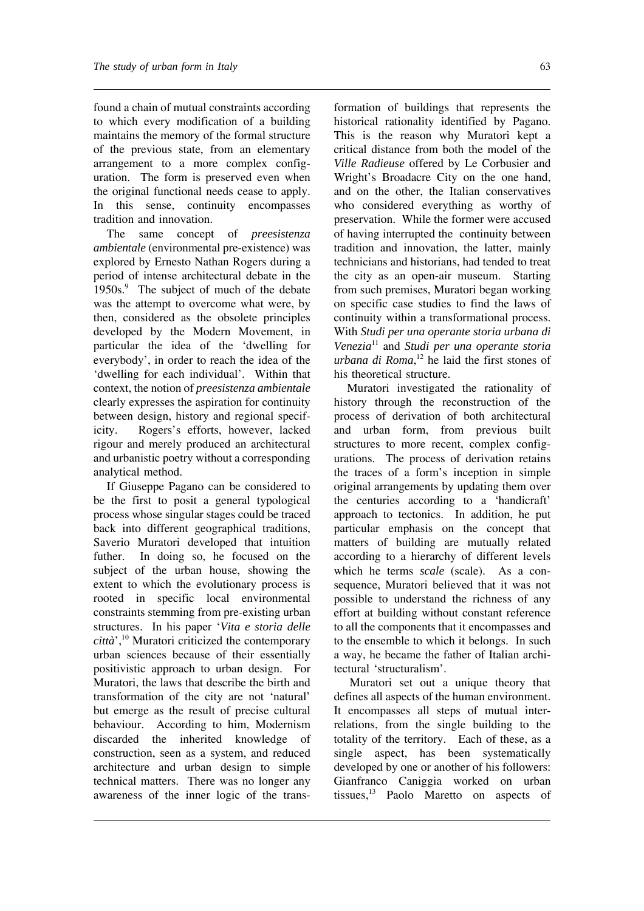found a chain of mutual constraints according to which every modification of a building maintains the memory of the formal structure of the previous state, from an elementary arrangement to a more complex configuration. The form is preserved even when the original functional needs cease to apply. In this sense, continuity encompasses tradition and innovation.

The same concept of *preesistenza ambientale* (environmental pre-existence) was explored by Ernesto Nathan Rogers during a period of intense architectural debate in the 1950s.[9] The subject of much of the debate was the attempt to overcome what were, by then, considered as the obsolete principles developed by the Modern Movement, in particular the idea of the 'dwelling for everybody', in order to reach the idea of the 'dwelling for each individual'. Within that context, the notion of *preesistenza ambientale* clearly expresses the aspiration for continuity between design, history and regional specificity. Rogers's efforts, however, lacked rigour and merely produced an architectural and urbanistic poetry without a corresponding analytical method.

If Giuseppe Pagano can be considered to be the first to posit a general typological process whose singular stages could be traced back into different geographical traditions, Saverio Muratori developed that intuition futher. In doing so, he focused on the subject of the urban house, showing the extent to which the evolutionary process is rooted in specific local environmental constraints stemming from pre-existing urban structures. In his paper '*Vita e storia delle città*',[10] Muratori criticized the contemporary urban sciences because of their essentially positivistic approach to urban design. For Muratori, the laws that describe the birth and transformation of the city are not 'natural' but emerge as the result of precise cultural behaviour. According to him, Modernism discarded the inherited knowledge of construction, seen as a system, and reduced architecture and urban design to simple technical matters. There was no longer any awareness of the inner logic of the transformation of buildings that represents the historical rationality identified by Pagano. This is the reason why Muratori kept a critical distance from both the model of the *Ville Radieuse* offered by Le Corbusier and Wright's Broadacre City on the one hand, and on the other, the Italian conservatives who considered everything as worthy of preservation. While the former were accused of having interrupted the continuity between tradition and innovation, the latter, mainly technicians and historians, had tended to treat the city as an open-air museum. Starting from such premises, Muratori began working on specific case studies to find the laws of continuity within a transformational process. With *Studi per una operante storia urbana di Venezia*[11] and *Studi per una operante storia urbana di Roma*,[12] he laid the first stones of his theoretical structure.

Muratori investigated the rationality of history through the reconstruction of the process of derivation of both architectural and urban form, from previous built structures to more recent, complex configurations. The process of derivation retains the traces of a form's inception in simple original arrangements by updating them over the centuries according to a 'handicraft' approach to tectonics. In addition, he put particular emphasis on the concept that matters of building are mutually related according to a hierarchy of different levels which he terms *scale* (scale). As a consequence, Muratori believed that it was not possible to understand the richness of any effort at building without constant reference to all the components that it encompasses and to the ensemble to which it belongs. In such a way, he became the father of Italian architectural 'structuralism'.

Muratori set out a unique theory that defines all aspects of the human environment. It encompasses all steps of mutual interrelations, from the single building to the totality of the territory. Each of these, as a single aspect, has been systematically developed by one or another of his followers: Gianfranco Caniggia worked on urban tissues,[13] Paolo Maretto on aspects of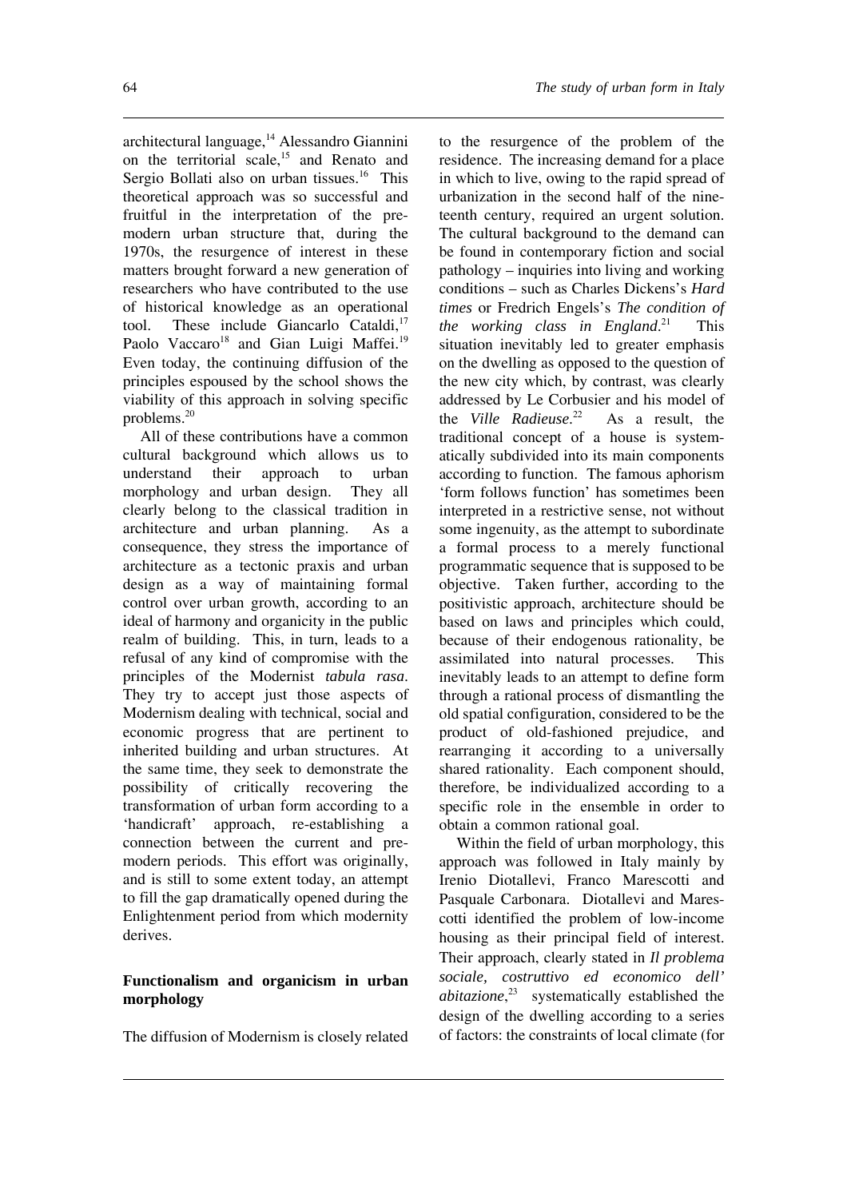architectural language,[14] Alessandro Giannini on the territorial scale,[15] and Renato and Sergio Bollati also on urban tissues.[16] This theoretical approach was so successful and fruitful in the interpretation of the pre-modern urban structure that, during the 1970s, the resurgence of interest in these matters brought forward a new generation of researchers who have contributed to the use of historical knowledge as an operational tool. These include Giancarlo Cataldi,[17] Paolo Vaccaro[18] and Gian Luigi Maffei.[19] Even today, the continuing diffusion of the principles espoused by the school shows the viability of this approach in solving specific problems.[20]

All of these contributions have a common cultural background which allows us to understand their approach to urban morphology and urban design. They all clearly belong to the classical tradition in architecture and urban planning. As a consequence, they stress the importance of architecture as a tectonic praxis and urban design as a way of maintaining formal control over urban growth, according to an ideal of harmony and organicity in the public realm of building. This, in turn, leads to a refusal of any kind of compromise with the principles of the Modernist *tabula rasa*. They try to accept just those aspects of Modernism dealing with technical, social and economic progress that are pertinent to inherited building and urban structures. At the same time, they seek to demonstrate the possibility of critically recovering the transformation of urban form according to a 'handicraft' approach, re-establishing a connection between the current and pre-modern periods. This effort was originally, and is still to some extent today, an attempt to fill the gap dramatically opened during the Enlightenment period from which modernity derives.

## Functionalism and organicism in urban morphology

The diffusion of Modernism is closely related to the resurgence of the problem of the residence. The increasing demand for a place in which to live, owing to the rapid spread of urbanization in the second half of the nineteenth century, required an urgent solution. The cultural background to the demand can be found in contemporary fiction and social pathology – inquiries into living and working conditions – such as Charles Dickens's *Hard times* or Fredrich Engels's *The condition of the working class in England*.[21] This situation inevitably led to greater emphasis on the dwelling as opposed to the question of the new city which, by contrast, was clearly addressed by Le Corbusier and his model of the *Ville Radieuse*.[22] As a result, the traditional concept of a house is systematically subdivided into its main components according to function. The famous aphorism 'form follows function' has sometimes been interpreted in a restrictive sense, not without some ingenuity, as the attempt to subordinate a formal process to a merely functional programmatic sequence that is supposed to be objective. Taken further, according to the positivistic approach, architecture should be based on laws and principles which could, because of their endogenous rationality, be assimilated into natural processes. This inevitably leads to an attempt to define form through a rational process of dismantling the old spatial configuration, considered to be the product of old-fashioned prejudice, and rearranging it according to a universally shared rationality. Each component should, therefore, be individualized according to a specific role in the ensemble in order to obtain a common rational goal.

Within the field of urban morphology, this approach was followed in Italy mainly by Irenio Diotallevi, Franco Marescotti and Pasquale Carbonara. Diotallevi and Marescotti identified the problem of low-income housing as their principal field of interest. Their approach, clearly stated in *Il problema sociale, costruttivo ed economico dell' abitazione*,[23] systematically established the design of the dwelling according to a series of factors: the constraints of local climate (for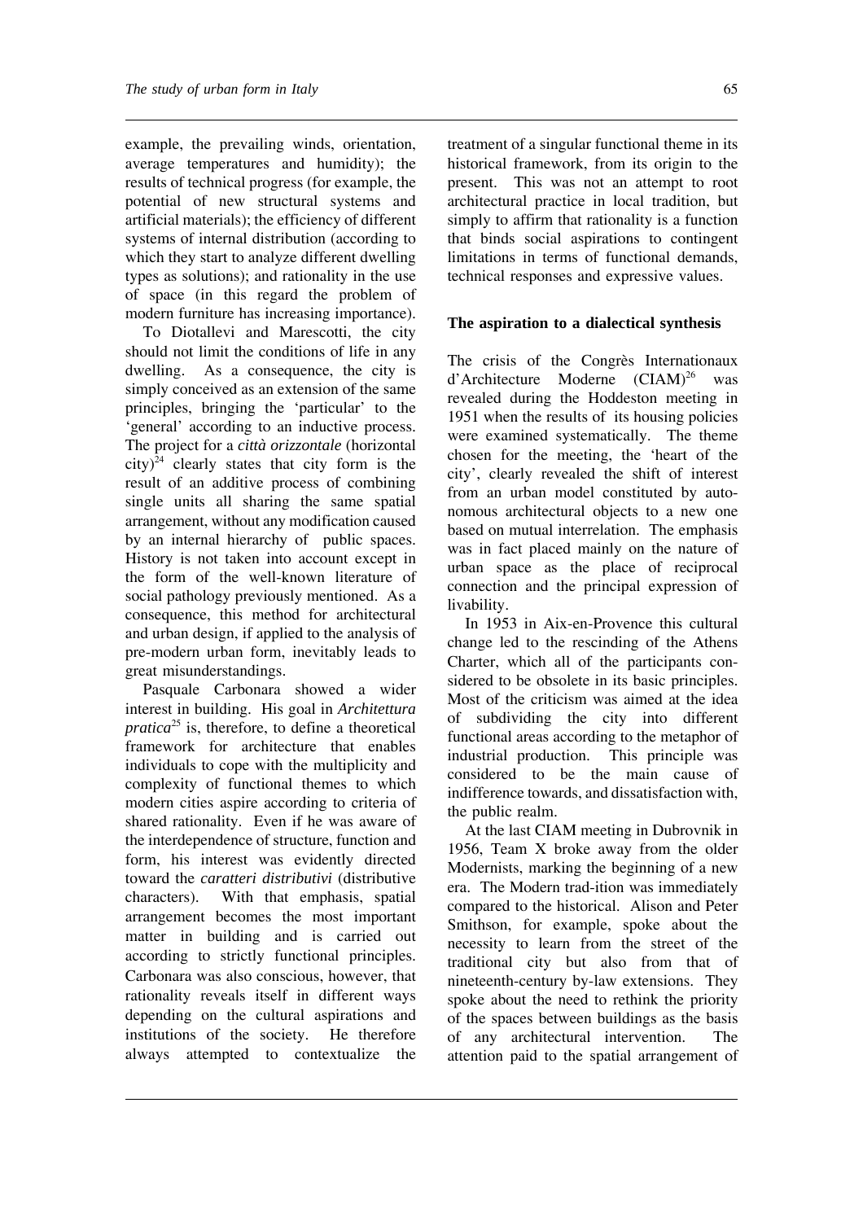example, the prevailing winds, orientation, average temperatures and humidity); the results of technical progress (for example, the potential of new structural systems and artificial materials); the efficiency of different systems of internal distribution (according to which they start to analyze different dwelling types as solutions); and rationality in the use of space (in this regard the problem of modern furniture has increasing importance).

To Diotallevi and Marescotti, the city should not limit the conditions of life in any dwelling. As a consequence, the city is simply conceived as an extension of the same principles, bringing the 'particular' to the 'general' according to an inductive process. The project for a *città orizzontale* (horizontal city)[24] clearly states that city form is the result of an additive process of combining single units all sharing the same spatial arrangement, without any modification caused by an internal hierarchy of public spaces. History is not taken into account except in the form of the well-known literature of social pathology previously mentioned. As a consequence, this method for architectural and urban design, if applied to the analysis of pre-modern urban form, inevitably leads to great misunderstandings.

Pasquale Carbonara showed a wider interest in building. His goal in *Architettura pratica*[25] is, therefore, to define a theoretical framework for architecture that enables individuals to cope with the multiplicity and complexity of functional themes to which modern cities aspire according to criteria of shared rationality. Even if he was aware of the interdependence of structure, function and form, his interest was evidently directed toward the *caratteri distributivi* (distributive characters). With that emphasis, spatial arrangement becomes the most important matter in building and is carried out according to strictly functional principles. Carbonara was also conscious, however, that rationality reveals itself in different ways depending on the cultural aspirations and institutions of the society. He therefore always attempted to contextualize the treatment of a singular functional theme in its historical framework, from its origin to the present. This was not an attempt to root architectural practice in local tradition, but simply to affirm that rationality is a function that binds social aspirations to contingent limitations in terms of functional demands, technical responses and expressive values.

## The aspiration to a dialectical synthesis

The crisis of the Congrès Internationaux d'Architecture Moderne (CIAM)[26] was revealed during the Hoddeston meeting in 1951 when the results of its housing policies were examined systematically. The theme chosen for the meeting, the 'heart of the city', clearly revealed the shift of interest from an urban model constituted by autonomous architectural objects to a new one based on mutual interrelation. The emphasis was in fact placed mainly on the nature of urban space as the place of reciprocal connection and the principal expression of livability.

In 1953 in Aix-en-Provence this cultural change led to the rescinding of the Athens Charter, which all of the participants considered to be obsolete in its basic principles. Most of the criticism was aimed at the idea of subdividing the city into different functional areas according to the metaphor of industrial production. This principle was considered to be the main cause of indifference towards, and dissatisfaction with, the public realm.

At the last CIAM meeting in Dubrovnik in 1956, Team X broke away from the older Modernists, marking the beginning of a new era. The Modern trad-ition was immediately compared to the historical. Alison and Peter Smithson, for example, spoke about the necessity to learn from the street of the traditional city but also from that of nineteenth-century by-law extensions. They spoke about the need to rethink the priority of the spaces between buildings as the basis of any architectural intervention. The attention paid to the spatial arrangement of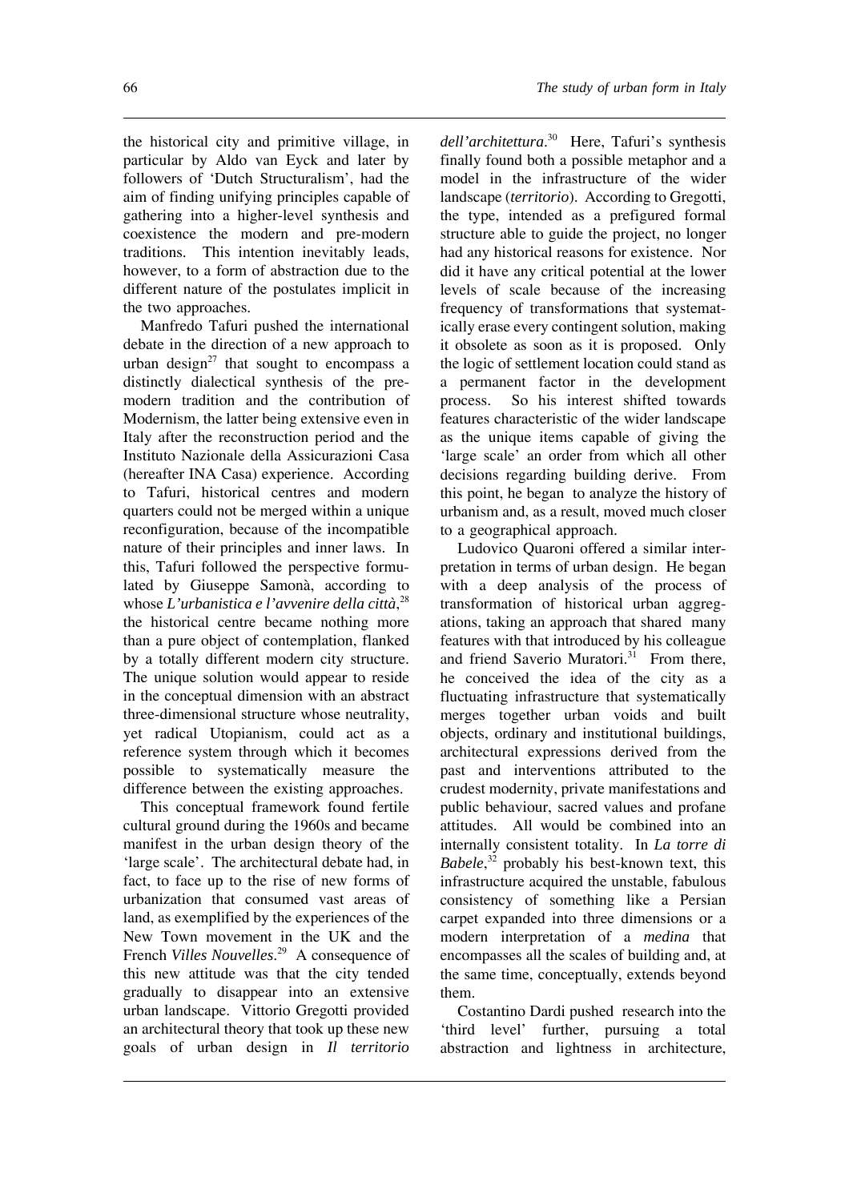the historical city and primitive village, in particular by Aldo van Eyck and later by followers of 'Dutch Structuralism', had the aim of finding unifying principles capable of gathering into a higher-level synthesis and coexistence the modern and pre-modern traditions. This intention inevitably leads, however, to a form of abstraction due to the different nature of the postulates implicit in the two approaches.

Manfredo Tafuri pushed the international debate in the direction of a new approach to urban design[27] that sought to encompass a distinctly dialectical synthesis of the pre-modern tradition and the contribution of Modernism, the latter being extensive even in Italy after the reconstruction period and the Instituto Nazionale della Assicurazioni Casa (hereafter INA Casa) experience. According to Tafuri, historical centres and modern quarters could not be merged within a unique reconfiguration, because of the incompatible nature of their principles and inner laws. In this, Tafuri followed the perspective formulated by Giuseppe Samonà, according to whose *L'urbanistica e l'avvenire della città*,[28] the historical centre became nothing more than a pure object of contemplation, flanked by a totally different modern city structure. The unique solution would appear to reside in the conceptual dimension with an abstract three-dimensional structure whose neutrality, yet radical Utopianism, could act as a reference system through which it becomes possible to systematically measure the difference between the existing approaches.

This conceptual framework found fertile cultural ground during the 1960s and became manifest in the urban design theory of the 'large scale'. The architectural debate had, in fact, to face up to the rise of new forms of urbanization that consumed vast areas of land, as exemplified by the experiences of the New Town movement in the UK and the French *Villes Nouvelles*.[29] A consequence of this new attitude was that the city tended gradually to disappear into an extensive urban landscape. Vittorio Gregotti provided an architectural theory that took up these new goals of urban design in *Il territorio dell'architettura*.[30] Here, Tafuri's synthesis finally found both a possible metaphor and a model in the infrastructure of the wider landscape (*territorio*). According to Gregotti, the type, intended as a prefigured formal structure able to guide the project, no longer had any historical reasons for existence. Nor did it have any critical potential at the lower levels of scale because of the increasing frequency of transformations that systematically erase every contingent solution, making it obsolete as soon as it is proposed. Only the logic of settlement location could stand as a permanent factor in the development process. So his interest shifted towards features characteristic of the wider landscape as the unique items capable of giving the 'large scale' an order from which all other decisions regarding building derive. From this point, he began to analyze the history of urbanism and, as a result, moved much closer to a geographical approach.

Ludovico Quaroni offered a similar interpretation in terms of urban design. He began with a deep analysis of the process of transformation of historical urban aggregations, taking an approach that shared many features with that introduced by his colleague and friend Saverio Muratori.[31] From there, he conceived the idea of the city as a fluctuating infrastructure that systematically merges together urban voids and built objects, ordinary and institutional buildings, architectural expressions derived from the past and interventions attributed to the crudest modernity, private manifestations and public behaviour, sacred values and profane attitudes. All would be combined into an internally consistent totality. In *La torre di Babele*,[32] probably his best-known text, this infrastructure acquired the unstable, fabulous consistency of something like a Persian carpet expanded into three dimensions or a modern interpretation of a *medina* that encompasses all the scales of building and, at the same time, conceptually, extends beyond them.

Costantino Dardi pushed research into the 'third level' further, pursuing a total abstraction and lightness in architecture,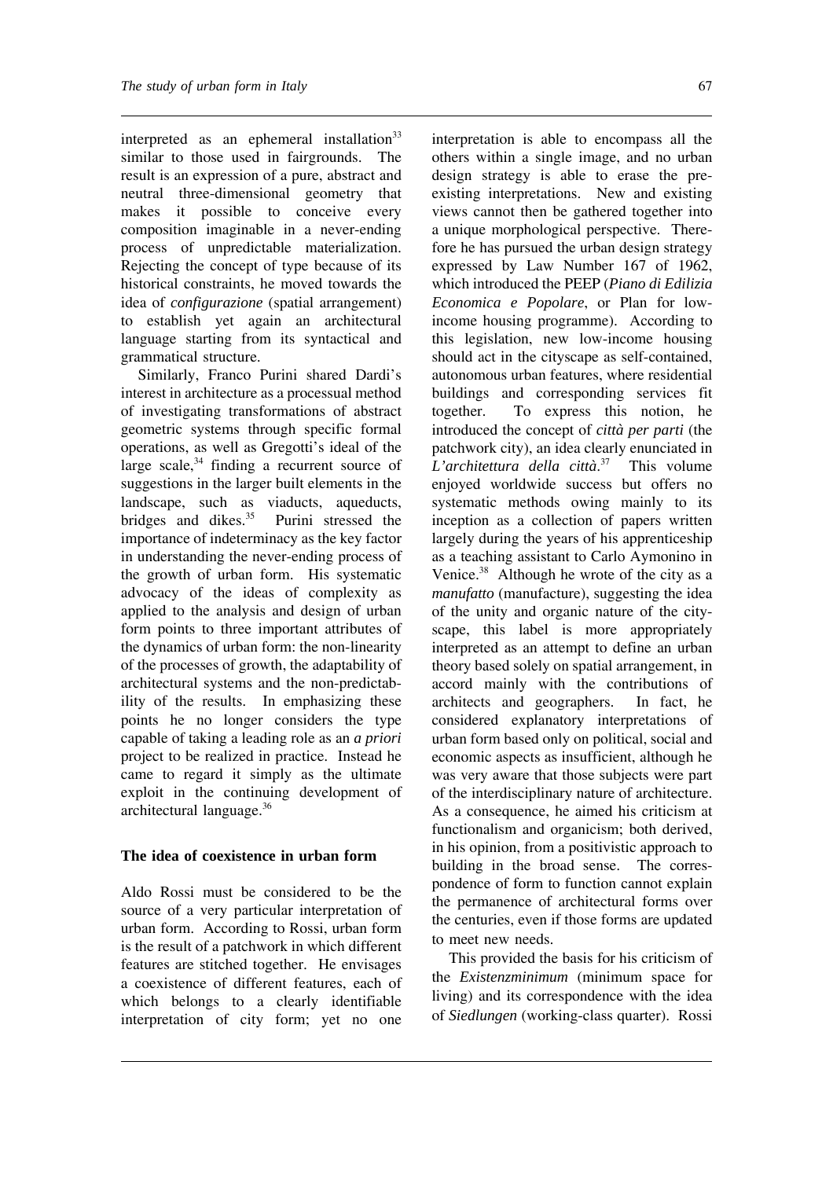interpreted as an ephemeral installation[33] similar to those used in fairgrounds. The result is an expression of a pure, abstract and neutral three-dimensional geometry that makes it possible to conceive every composition imaginable in a never-ending process of unpredictable materialization. Rejecting the concept of type because of its historical constraints, he moved towards the idea of *configurazione* (spatial arrangement) to establish yet again an architectural language starting from its syntactical and grammatical structure.

Similarly, Franco Purini shared Dardi's interest in architecture as a processual method of investigating transformations of abstract geometric systems through specific formal operations, as well as Gregotti's ideal of the large scale,[34] finding a recurrent source of suggestions in the larger built elements in the landscape, such as viaducts, aqueducts, bridges and dikes.[35] Purini stressed the importance of indeterminacy as the key factor in understanding the never-ending process of the growth of urban form. His systematic advocacy of the ideas of complexity as applied to the analysis and design of urban form points to three important attributes of the dynamics of urban form: the non-linearity of the processes of growth, the adaptability of architectural systems and the non-predictability of the results. In emphasizing these points he no longer considers the type capable of taking a leading role as an *a priori* project to be realized in practice. Instead he came to regard it simply as the ultimate exploit in the continuing development of architectural language.[36]

## The idea of coexistence in urban form

Aldo Rossi must be considered to be the source of a very particular interpretation of urban form. According to Rossi, urban form is the result of a patchwork in which different features are stitched together. He envisages a coexistence of different features, each of which belongs to a clearly identifiable interpretation of city form; yet no one interpretation is able to encompass all the others within a single image, and no urban design strategy is able to erase the pre-existing interpretations. New and existing views cannot then be gathered together into a unique morphological perspective. Therefore he has pursued the urban design strategy expressed by Law Number 167 of 1962, which introduced the PEEP (*Piano di Edilizia Economica e Popolare*, or Plan for low-income housing programme). According to this legislation, new low-income housing should act in the cityscape as self-contained, autonomous urban features, where residential buildings and corresponding services fit together. To express this notion, he introduced the concept of *città per parti* (the patchwork city), an idea clearly enunciated in *L'architettura della città*.[37] This volume enjoyed worldwide success but offers no systematic methods owing mainly to its inception as a collection of papers written largely during the years of his apprenticeship as a teaching assistant to Carlo Aymonino in Venice.[38] Although he wrote of the city as a *manufatto* (manufacture), suggesting the idea of the unity and organic nature of the cityscape, this label is more appropriately interpreted as an attempt to define an urban theory based solely on spatial arrangement, in accord mainly with the contributions of architects and geographers. In fact, he considered explanatory interpretations of urban form based only on political, social and economic aspects as insufficient, although he was very aware that those subjects were part of the interdisciplinary nature of architecture. As a consequence, he aimed his criticism at functionalism and organicism; both derived, in his opinion, from a positivistic approach to building in the broad sense. The correspondence of form to function cannot explain the permanence of architectural forms over the centuries, even if those forms are updated to meet new needs.

This provided the basis for his criticism of the *Existenzminimum* (minimum space for living) and its correspondence with the idea of *Siedlungen* (working-class quarter). Rossi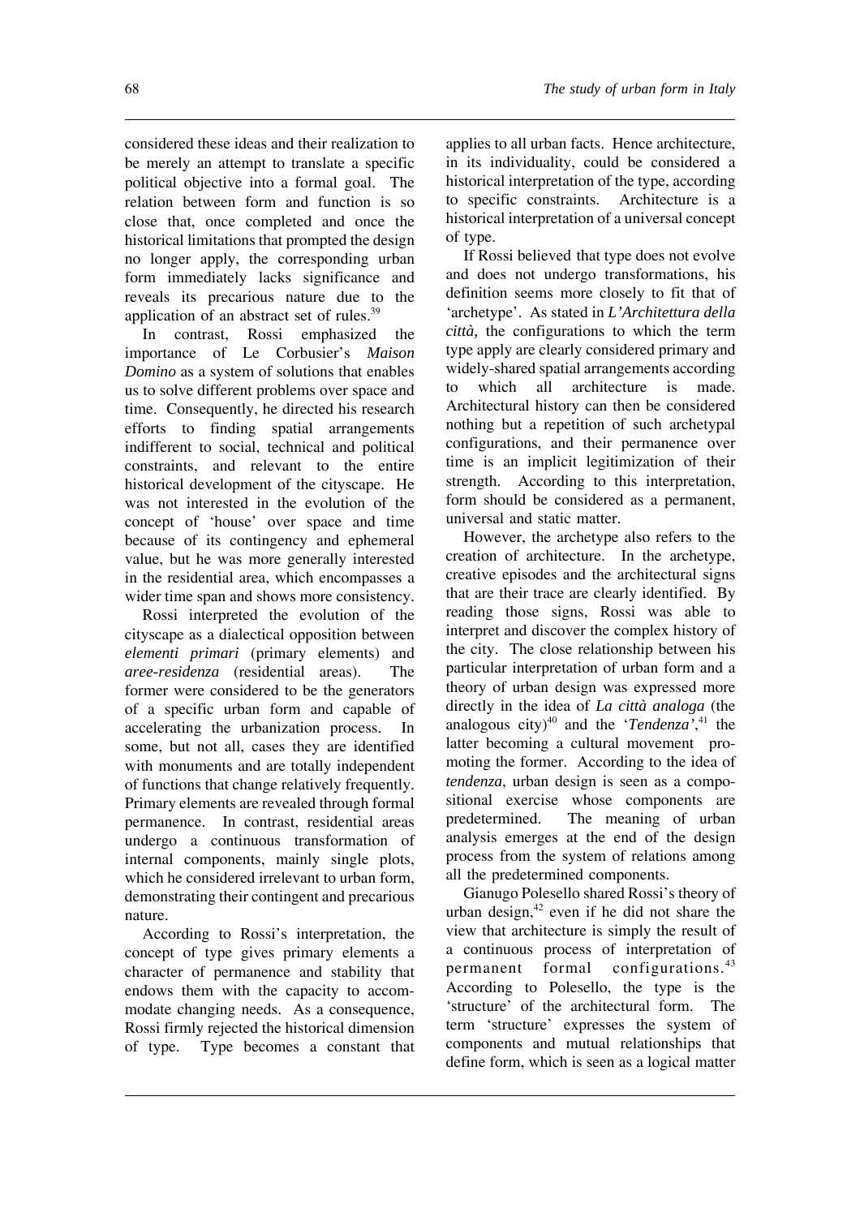considered these ideas and their realization to be merely an attempt to translate a specific political objective into a formal goal. The relation between form and function is so close that, once completed and once the historical limitations that prompted the design no longer apply, the corresponding urban form immediately lacks significance and reveals its precarious nature due to the application of an abstract set of rules.[39]

In contrast, Rossi emphasized the importance of Le Corbusier's *Maison Domino* as a system of solutions that enables us to solve different problems over space and time. Consequently, he directed his research efforts to finding spatial arrangements indifferent to social, technical and political constraints, and relevant to the entire historical development of the cityscape. He was not interested in the evolution of the concept of 'house' over space and time because of its contingency and ephemeral value, but he was more generally interested in the residential area, which encompasses a wider time span and shows more consistency.

Rossi interpreted the evolution of the cityscape as a dialectical opposition between *elementi primari* (primary elements) and *aree-residenza* (residential areas). The former were considered to be the generators of a specific urban form and capable of accelerating the urbanization process. In some, but not all, cases they are identified with monuments and are totally independent of functions that change relatively frequently. Primary elements are revealed through formal permanence. In contrast, residential areas undergo a continuous transformation of internal components, mainly single plots, which he considered irrelevant to urban form, demonstrating their contingent and precarious nature.

According to Rossi's interpretation, the concept of type gives primary elements a character of permanence and stability that endows them with the capacity to accommodate changing needs. As a consequence, Rossi firmly rejected the historical dimension of type. Type becomes a constant that applies to all urban facts. Hence architecture, in its individuality, could be considered a historical interpretation of the type, according to specific constraints. Architecture is a historical interpretation of a universal concept of type.

If Rossi believed that type does not evolve and does not undergo transformations, his definition seems more closely to fit that of 'archetype'. As stated in *L'Architettura della città,* the configurations to which the term type apply are clearly considered primary and widely-shared spatial arrangements according to which all architecture is made. Architectural history can then be considered nothing but a repetition of such archetypal configurations, and their permanence over time is an implicit legitimization of their strength. According to this interpretation, form should be considered as a permanent, universal and static matter.

However, the archetype also refers to the creation of architecture. In the archetype, creative episodes and the architectural signs that are their trace are clearly identified. By reading those signs, Rossi was able to interpret and discover the complex history of the city. The close relationship between his particular interpretation of urban form and a theory of urban design was expressed more directly in the idea of *La città analoga* (the analogous city)[40] and the '*Tendenza*',[41] the latter becoming a cultural movement promoting the former. According to the idea of *tendenza*, urban design is seen as a compositional exercise whose components are predetermined. The meaning of urban analysis emerges at the end of the design process from the system of relations among all the predetermined components.

Gianugo Polesello shared Rossi's theory of urban design,[42] even if he did not share the view that architecture is simply the result of a continuous process of interpretation of permanent formal configurations.[43] According to Polesello, the type is the 'structure' of the architectural form. The term 'structure' expresses the system of components and mutual relationships that define form, which is seen as a logical matter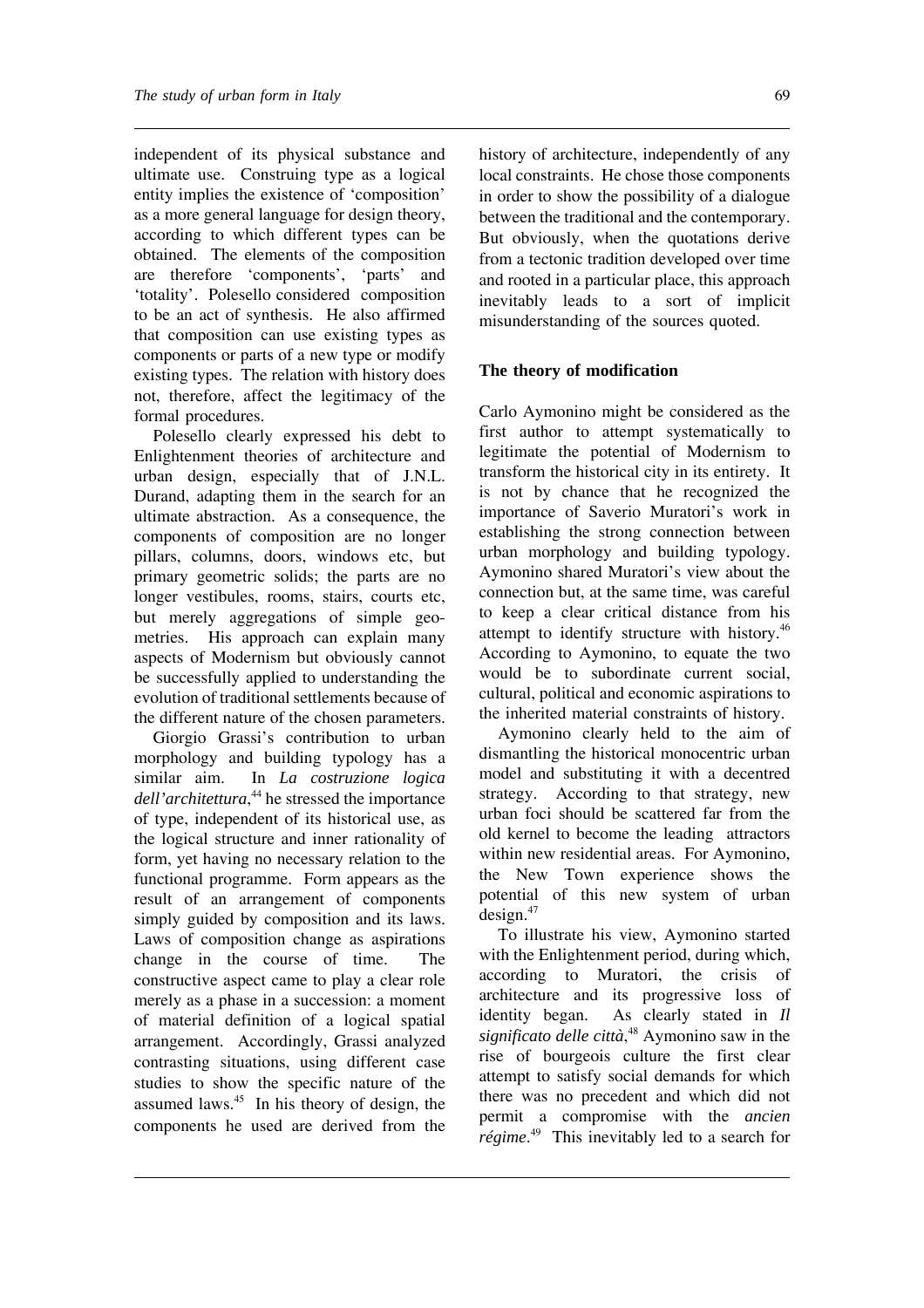independent of its physical substance and ultimate use. Construing type as a logical entity implies the existence of 'composition' as a more general language for design theory, according to which different types can be obtained. The elements of the composition are therefore 'components', 'parts' and 'totality'. Polesello considered composition to be an act of synthesis. He also affirmed that composition can use existing types as components or parts of a new type or modify existing types. The relation with history does not, therefore, affect the legitimacy of the formal procedures.

Polesello clearly expressed his debt to Enlightenment theories of architecture and urban design, especially that of J.N.L. Durand, adapting them in the search for an ultimate abstraction. As a consequence, the components of composition are no longer pillars, columns, doors, windows etc, but primary geometric solids; the parts are no longer vestibules, rooms, stairs, courts etc, but merely aggregations of simple geometries. His approach can explain many aspects of Modernism but obviously cannot be successfully applied to understanding the evolution of traditional settlements because of the different nature of the chosen parameters.

Giorgio Grassi's contribution to urban morphology and building typology has a similar aim. In *La costruzione logica dell'architettura*,[44] he stressed the importance of type, independent of its historical use, as the logical structure and inner rationality of form, yet having no necessary relation to the functional programme. Form appears as the result of an arrangement of components simply guided by composition and its laws. Laws of composition change as aspirations change in the course of time. The constructive aspect came to play a clear role merely as a phase in a succession: a moment of material definition of a logical spatial arrangement. Accordingly, Grassi analyzed contrasting situations, using different case studies to show the specific nature of the assumed laws.[45] In his theory of design, the components he used are derived from the history of architecture, independently of any local constraints. He chose those components in order to show the possibility of a dialogue between the traditional and the contemporary. But obviously, when the quotations derive from a tectonic tradition developed over time and rooted in a particular place, this approach inevitably leads to a sort of implicit misunderstanding of the sources quoted.

## The theory of modification

Carlo Aymonino might be considered as the first author to attempt systematically to legitimate the potential of Modernism to transform the historical city in its entirety. It is not by chance that he recognized the importance of Saverio Muratori's work in establishing the strong connection between urban morphology and building typology. Aymonino shared Muratori's view about the connection but, at the same time, was careful to keep a clear critical distance from his attempt to identify structure with history.[46] According to Aymonino, to equate the two would be to subordinate current social, cultural, political and economic aspirations to the inherited material constraints of history.

Aymonino clearly held to the aim of dismantling the historical monocentric urban model and substituting it with a decentred strategy. According to that strategy, new urban foci should be scattered far from the old kernel to become the leading attractors within new residential areas. For Aymonino, the New Town experience shows the potential of this new system of urban design.[47]

To illustrate his view, Aymonino started with the Enlightenment period, during which, according to Muratori, the crisis of architecture and its progressive loss of identity began. As clearly stated in *Il significato delle città*,[48] Aymonino saw in the rise of bourgeois culture the first clear attempt to satisfy social demands for which there was no precedent and which did not permit a compromise with the *ancien régime*.[49] This inevitably led to a search for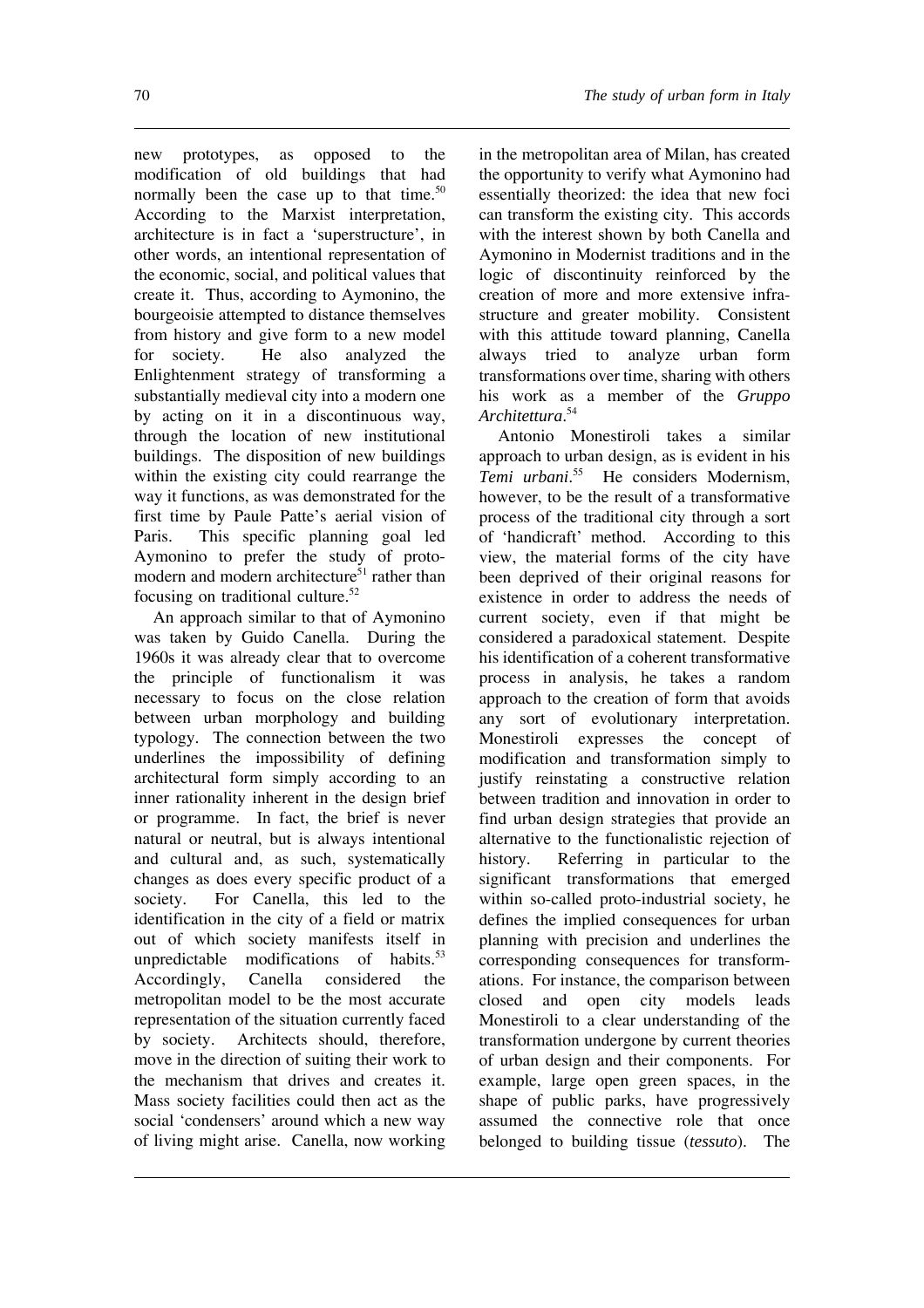new prototypes, as opposed to the modification of old buildings that had normally been the case up to that time.[50] According to the Marxist interpretation, architecture is in fact a 'superstructure', in other words, an intentional representation of the economic, social, and political values that create it. Thus, according to Aymonino, the bourgeoisie attempted to distance themselves from history and give form to a new model for society. He also analyzed the Enlightenment strategy of transforming a substantially medieval city into a modern one by acting on it in a discontinuous way, through the location of new institutional buildings. The disposition of new buildings within the existing city could rearrange the way it functions, as was demonstrated for the first time by Paule Patte's aerial vision of Paris. This specific planning goal led Aymonino to prefer the study of proto-modern and modern architecture[51] rather than focusing on traditional culture.[52]

An approach similar to that of Aymonino was taken by Guido Canella. During the 1960s it was already clear that to overcome the principle of functionalism it was necessary to focus on the close relation between urban morphology and building typology. The connection between the two underlines the impossibility of defining architectural form simply according to an inner rationality inherent in the design brief or programme. In fact, the brief is never natural or neutral, but is always intentional and cultural and, as such, systematically changes as does every specific product of a society. For Canella, this led to the identification in the city of a field or matrix out of which society manifests itself in unpredictable modifications of habits.[53] Accordingly, Canella considered the metropolitan model to be the most accurate representation of the situation currently faced by society. Architects should, therefore, move in the direction of suiting their work to the mechanism that drives and creates it. Mass society facilities could then act as the social 'condensers' around which a new way of living might arise. Canella, now working in the metropolitan area of Milan, has created the opportunity to verify what Aymonino had essentially theorized: the idea that new foci can transform the existing city. This accords with the interest shown by both Canella and Aymonino in Modernist traditions and in the logic of discontinuity reinforced by the creation of more and more extensive infrastructure and greater mobility. Consistent with this attitude toward planning, Canella always tried to analyze urban form transformations over time, sharing with others his work as a member of the *Gruppo Architettura*.[54]

Antonio Monestiroli takes a similar approach to urban design, as is evident in his *Temi urbani*.[55] He considers Modernism, however, to be the result of a transformative process of the traditional city through a sort of 'handicraft' method. According to this view, the material forms of the city have been deprived of their original reasons for existence in order to address the needs of current society, even if that might be considered a paradoxical statement. Despite his identification of a coherent transformative process in analysis, he takes a random approach to the creation of form that avoids any sort of evolutionary interpretation. Monestiroli expresses the concept of modification and transformation simply to justify reinstating a constructive relation between tradition and innovation in order to find urban design strategies that provide an alternative to the functionalistic rejection of history. Referring in particular to the significant transformations that emerged within so-called proto-industrial society, he defines the implied consequences for urban planning with precision and underlines the corresponding consequences for transformations. For instance, the comparison between closed and open city models leads Monestiroli to a clear understanding of the transformation undergone by current theories of urban design and their components. For example, large open green spaces, in the shape of public parks, have progressively assumed the connective role that once belonged to building tissue (*tessuto*). The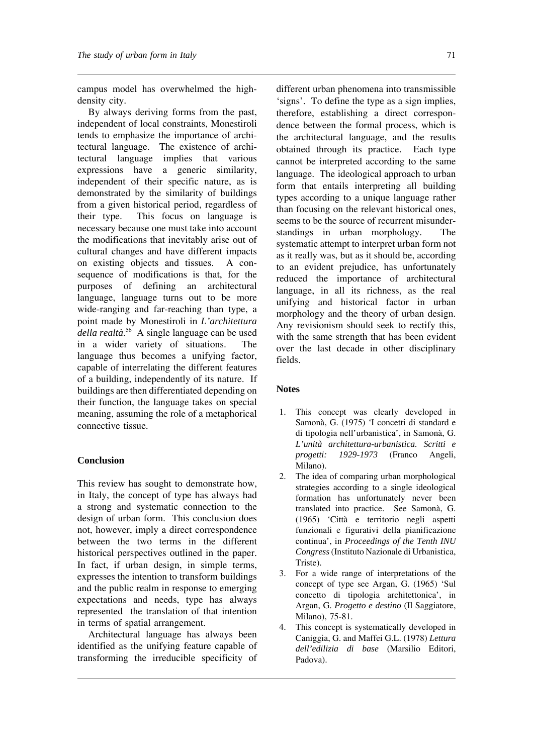campus model has overwhelmed the high-density city.

By always deriving forms from the past, independent of local constraints, Monestiroli tends to emphasize the importance of architectural language. The existence of architectural language implies that various expressions have a generic similarity, independent of their specific nature, as is demonstrated by the similarity of buildings from a given historical period, regardless of their type. This focus on language is necessary because one must take into account the modifications that inevitably arise out of cultural changes and have different impacts on existing objects and tissues. A consequence of modifications is that, for the purposes of defining an architectural language, language turns out to be more wide-ranging and far-reaching than type, a point made by Monestiroli in *L'architettura della realtà*.[56] A single language can be used in a wider variety of situations. The language thus becomes a unifying factor, capable of interrelating the different features of a building, independently of its nature. If buildings are then differentiated depending on their function, the language takes on special meaning, assuming the role of a metaphorical connective tissue.

## Conclusion

This review has sought to demonstrate how, in Italy, the concept of type has always had a strong and systematic connection to the design of urban form. This conclusion does not, however, imply a direct correspondence between the two terms in the different historical perspectives outlined in the paper. In fact, if urban design, in simple terms, expresses the intention to transform buildings and the public realm in response to emerging expectations and needs, type has always represented the translation of that intention in terms of spatial arrangement.

Architectural language has always been identified as the unifying feature capable of transforming the irreducible specificity of different urban phenomena into transmissible 'signs'. To define the type as a sign implies, therefore, establishing a direct correspondence between the formal process, which is the architectural language, and the results obtained through its practice. Each type cannot be interpreted according to the same language. The ideological approach to urban form that entails interpreting all building types according to a unique language rather than focusing on the relevant historical ones, seems to be the source of recurrent misunderstandings in urban morphology. The systematic attempt to interpret urban form not as it really was, but as it should be, according to an evident prejudice, has unfortunately reduced the importance of architectural language, in all its richness, as the real unifying and historical factor in urban morphology and the theory of urban design. Any revisionism should seek to rectify this, with the same strength that has been evident over the last decade in other disciplinary fields.

## Notes

1. This concept was clearly developed in Samonà, G. (1975) 'I concetti di standard e di tipologia nell'urbanistica', in Samonà, G. *L'unità architettura-urbanistica. Scritti e progetti: 1929-1973* (Franco Angeli, Milano).
2. The idea of comparing urban morphological strategies according to a single ideological formation has unfortunately never been translated into practice. See Samonà, G. (1965) 'Città e territorio negli aspetti funzionali e figurativi della pianificazione continua', in *Proceedings of the Tenth INU Congress* (Instituto Nazionale di Urbanistica, Triste).
3. For a wide range of interpretations of the concept of type see Argan, G. (1965) 'Sul concetto di tipologia architettonica', in Argan, G. *Progetto e destino* (Il Saggiatore, Milano), 75-81.
4. This concept is systematically developed in Caniggia, G. and Maffei G.L. (1978) *Lettura dell'edilizia di base* (Marsilio Editori, Padova).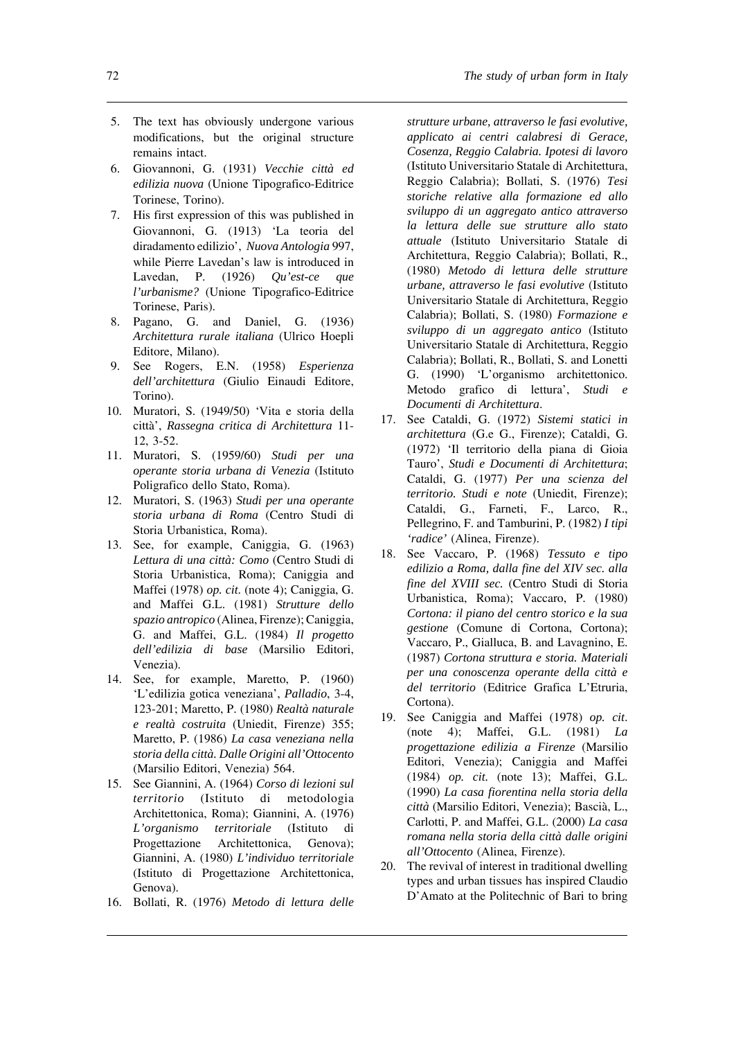5. The text has obviously undergone various modifications, but the original structure remains intact.
6. Giovannoni, G. (1931) *Vecchie città ed edilizia nuova* (Unione Tipografico-Editrice Torinese, Torino).
7. His first expression of this was published in Giovannoni, G. (1913) 'La teoria del diradamento edilizio', *Nuova Antologia* 997, while Pierre Lavedan's law is introduced in Lavedan, P. (1926) *Qu'est-ce que l'urbanisme?* (Unione Tipografico-Editrice Torinese, Paris).
8. Pagano, G. and Daniel, G. (1936) *Architettura rurale italiana* (Ulrico Hoepli Editore, Milano).
9. See Rogers, E.N. (1958) *Esperienza dell'architettura* (Giulio Einaudi Editore, Torino).
10. Muratori, S. (1949/50) 'Vita e storia della città', *Rassegna critica di Architettura* 11-12, 3-52.
11. Muratori, S. (1959/60) *Studi per una operante storia urbana di Venezia* (Istituto Poligrafico dello Stato, Roma).
12. Muratori, S. (1963) *Studi per una operante storia urbana di Roma* (Centro Studi di Storia Urbanistica, Roma).
13. See, for example, Caniggia, G. (1963) *Lettura di una città: Como* (Centro Studi di Storia Urbanistica, Roma); Caniggia and Maffei (1978) *op. cit.* (note 4); Caniggia, G. and Maffei G.L. (1981) *Strutture dello spazio antropico* (Alinea, Firenze); Caniggia, G. and Maffei, G.L. (1984) *Il progetto dell'edilizia di base* (Marsilio Editori, Venezia).
14. See, for example, Maretto, P. (1960) 'L'edilizia gotica veneziana', *Palladio*, 3-4, 123-201; Maretto, P. (1980) *Realtà naturale e realtà costruita* (Uniedit, Firenze) 355; Maretto, P. (1986) *La casa veneziana nella storia della città. Dalle Origini all'Ottocento* (Marsilio Editori, Venezia) 564.
15. See Giannini, A. (1964) *Corso di lezioni sul territorio* (Istituto di metodologia Architettonica, Roma); Giannini, A. (1976) *L'organismo territoriale* (Istituto di Progettazione Architettonica, Genova); Giannini, A. (1980) *L'individuo territoriale* (Istituto di Progettazione Architettonica, Genova).
16. Bollati, R. (1976) *Metodo di lettura delle strutture urbane, attraverso le fasi evolutive, applicato ai centri calabresi di Gerace, Cosenza, Reggio Calabria. Ipotesi di lavoro* (Istituto Universitario Statale di Architettura, Reggio Calabria); Bollati, S. (1976) *Tesi storiche relative alla formazione ed allo sviluppo di un aggregato antico attraverso la lettura delle sue strutture allo stato attuale* (Istituto Universitario Statale di Architettura, Reggio Calabria); Bollati, R., (1980) *Metodo di lettura delle strutture urbane, attraverso le fasi evolutive* (Istituto Universitario Statale di Architettura, Reggio Calabria); Bollati, S. (1980) *Formazione e sviluppo di un aggregato antico* (Istituto Universitario Statale di Architettura, Reggio Calabria); Bollati, R., Bollati, S. and Lonetti G. (1990) 'L'organismo architettonico. Metodo grafico di lettura', *Studi e Documenti di Architettura*.
17. See Cataldi, G. (1972) *Sistemi statici in architettura* (G.e G., Firenze); Cataldi, G. (1972) 'Il territorio della piana di Gioia Tauro', *Studi e Documenti di Architettura*; Cataldi, G. (1977) *Per una scienza del territorio. Studi e note* (Uniedit, Firenze); Cataldi, G., Farneti, F., Larco, R., Pellegrino, F. and Tamburini, P. (1982) *I tipi 'radice'* (Alinea, Firenze).
18. See Vaccaro, P. (1968) *Tessuto e tipo edilizio a Roma, dalla fine del XIV sec. alla fine del XVIII sec.* (Centro Studi di Storia Urbanistica, Roma); Vaccaro, P. (1980) *Cortona: il piano del centro storico e la sua gestione* (Comune di Cortona, Cortona); Vaccaro, P., Gialluca, B. and Lavagnino, E. (1987) *Cortona struttura e storia. Materiali per una conoscenza operante della città e del territorio* (Editrice Grafica L'Etruria, Cortona).
19. See Caniggia and Maffei (1978) *op. cit*. (note 4); Maffei, G.L. (1981) *La progettazione edilizia a Firenze* (Marsilio Editori, Venezia); Caniggia and Maffei (1984) *op. cit.* (note 13); Maffei, G.L. (1990) *La casa fiorentina nella storia della città* (Marsilio Editori, Venezia); Bascià, L., Carlotti, P. and Maffei, G.L. (2000) *La casa romana nella storia della città dalle origini all'Ottocento* (Alinea, Firenze).
20. The revival of interest in traditional dwelling types and urban tissues has inspired Claudio D'Amato at the Politechnic of Bari to bring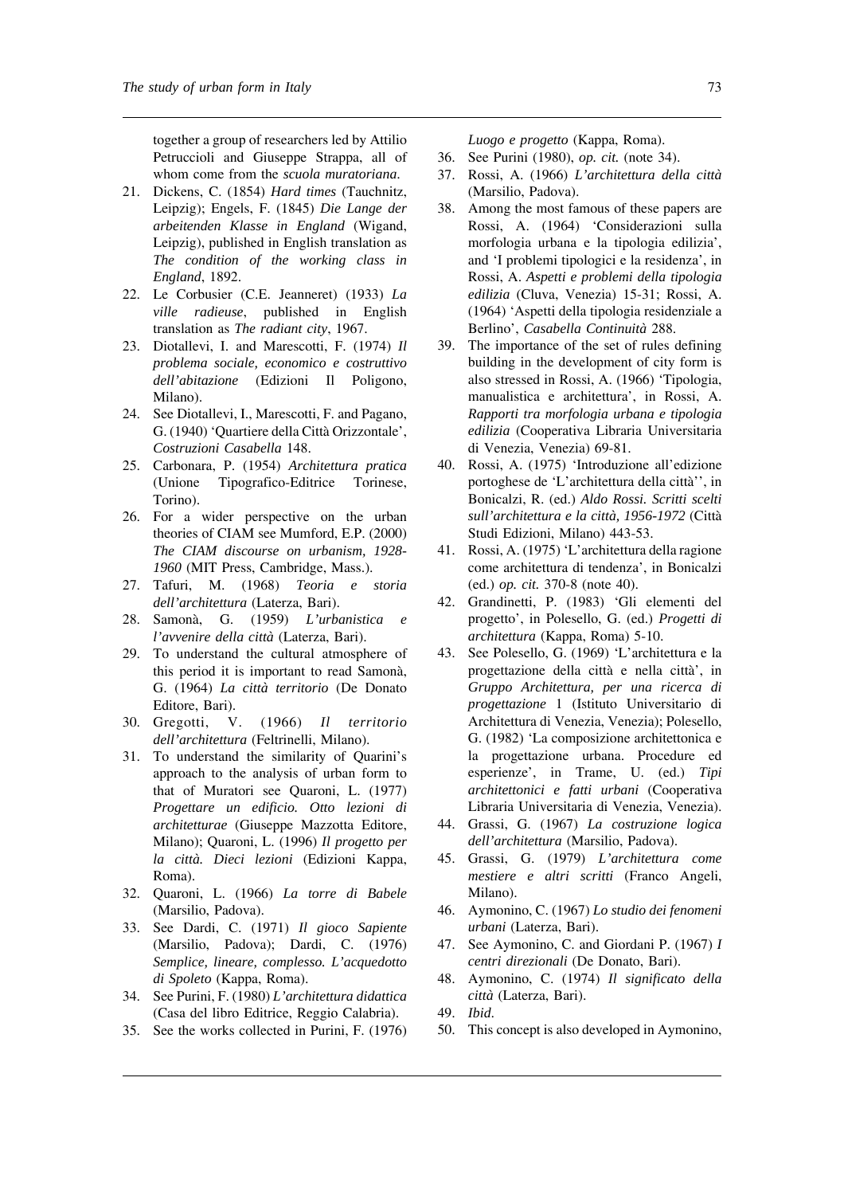together a group of researchers led by Attilio Petruccioli and Giuseppe Strappa, all of whom come from the *scuola muratoriana*.

21. Dickens, C. (1854) *Hard times* (Tauchnitz, Leipzig); Engels, F. (1845) *Die Lange der arbeitenden Klasse in England* (Wigand, Leipzig), published in English translation as *The condition of the working class in England*, 1892.
22. Le Corbusier (C.E. Jeanneret) (1933) *La ville radieuse*, published in English translation as *The radiant city*, 1967.
23. Diotallevi, I. and Marescotti, F. (1974) *Il problema sociale, economico e costruttivo dell'abitazione* (Edizioni Il Poligono, Milano).
24. See Diotallevi, I., Marescotti, F. and Pagano, G. (1940) 'Quartiere della Città Orizzontale', *Costruzioni Casabella* 148.
25. Carbonara, P. (1954) *Architettura pratica* (Unione Tipografico-Editrice Torinese, Torino).
26. For a wider perspective on the urban theories of CIAM see Mumford, E.P. (2000) *The CIAM discourse on urbanism, 1928-1960* (MIT Press, Cambridge, Mass.).
27. Tafuri, M. (1968) *Teoria e storia dell'architettura* (Laterza, Bari).
28. Samonà, G. (1959) *L'urbanistica e l'avvenire della città* (Laterza, Bari).
29. To understand the cultural atmosphere of this period it is important to read Samonà, G. (1964) *La città territorio* (De Donato Editore, Bari).
30. Gregotti, V. (1966) *Il territorio dell'architettura* (Feltrinelli, Milano).
31. To understand the similarity of Quarini's approach to the analysis of urban form to that of Muratori see Quaroni, L. (1977) *Progettare un edificio. Otto lezioni di architetturae* (Giuseppe Mazzotta Editore, Milano); Quaroni, L. (1996) *Il progetto per la città. Dieci lezioni* (Edizioni Kappa, Roma).
32. Quaroni, L. (1966) *La torre di Babele* (Marsilio, Padova).
33. See Dardi, C. (1971) *Il gioco Sapiente* (Marsilio, Padova); Dardi, C. (1976) *Semplice, lineare, complesso. L'acquedotto di Spoleto* (Kappa, Roma).
34. See Purini, F. (1980) *L'architettura didattica* (Casa del libro Editrice, Reggio Calabria).
35. See the works collected in Purini, F. (1976) *Luogo e progetto* (Kappa, Roma).
36. See Purini (1980), *op. cit.* (note 34).
37. Rossi, A. (1966) *L'architettura della città* (Marsilio, Padova).
38. Among the most famous of these papers are Rossi, A. (1964) 'Considerazioni sulla morfologia urbana e la tipologia edilizia', and 'I problemi tipologici e la residenza', in Rossi, A. *Aspetti e problemi della tipologia edilizia* (Cluva, Venezia) 15-31; Rossi, A. (1964) 'Aspetti della tipologia residenziale a Berlino', *Casabella Continuità* 288.
39. The importance of the set of rules defining building in the development of city form is also stressed in Rossi, A. (1966) 'Tipologia, manualistica e architettura', in Rossi, A. *Rapporti tra morfologia urbana e tipologia edilizia* (Cooperativa Libraria Universitaria di Venezia, Venezia) 69-81.
40. Rossi, A. (1975) 'Introduzione all'edizione portoghese de 'L'architettura della città'', in Bonicalzi, R. (ed.) *Aldo Rossi. Scritti scelti sull'architettura e la città, 1956-1972* (Città Studi Edizioni, Milano) 443-53.
41. Rossi, A. (1975) 'L'architettura della ragione come architettura di tendenza', in Bonicalzi (ed.) *op. cit.* 370-8 (note 40).
42. Grandinetti, P. (1983) 'Gli elementi del progetto', in Polesello, G. (ed.) *Progetti di architettura* (Kappa, Roma) 5-10.
43. See Polesello, G. (1969) 'L'architettura e la progettazione della città e nella città', in *Gruppo Architettura, per una ricerca di progettazione* 1 (Istituto Universitario di Architettura di Venezia, Venezia); Polesello, G. (1982) 'La composizione architettonica e la progettazione urbana. Procedure ed esperienze', in Trame, U. (ed.) *Tipi architettonici e fatti urbani* (Cooperativa Libraria Universitaria di Venezia, Venezia).
44. Grassi, G. (1967) *La costruzione logica dell'architettura* (Marsilio, Padova).
45. Grassi, G. (1979) *L'architettura come mestiere e altri scritti* (Franco Angeli, Milano).
46. Aymonino, C. (1967) *Lo studio dei fenomeni urbani* (Laterza, Bari).
47. See Aymonino, C. and Giordani P. (1967) *I centri direzionali* (De Donato, Bari).
48. Aymonino, C. (1974) *Il significato della città* (Laterza, Bari).
49. *Ibid.*
50. This concept is also developed in Aymonino,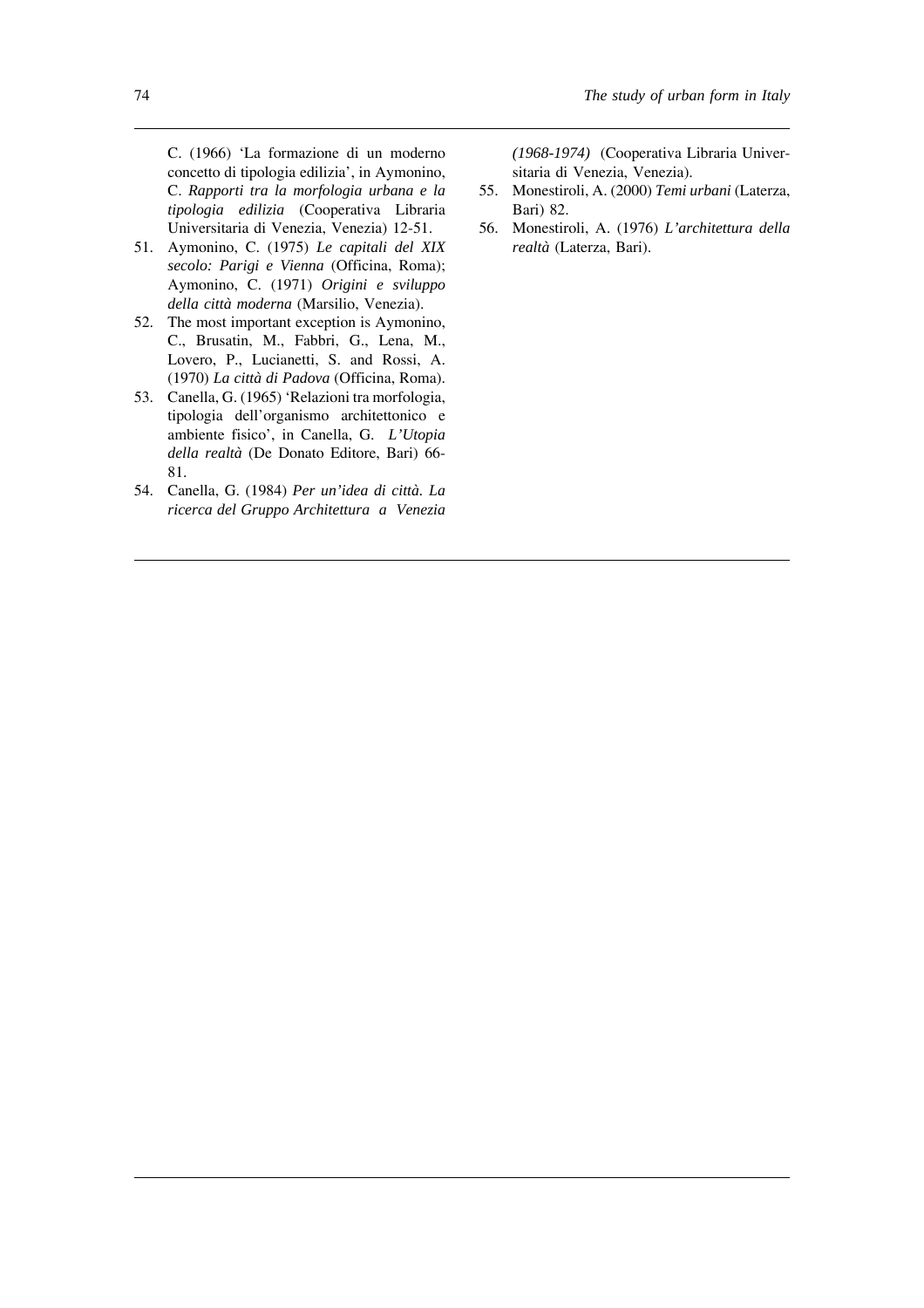C. (1966) 'La formazione di un moderno concetto di tipologia edilizia', in Aymonino, C. *Rapporti tra la morfologia urbana e la tipologia edilizia* (Cooperativa Libraria Universitaria di Venezia, Venezia) 12-51.

51. Aymonino, C. (1975) *Le capitali del XIX secolo: Parigi e Vienna* (Officina, Roma); Aymonino, C. (1971) *Origini e sviluppo della città moderna* (Marsilio, Venezia).
52. The most important exception is Aymonino, C., Brusatin, M., Fabbri, G., Lena, M., Lovero, P., Lucianetti, S. and Rossi, A. (1970) *La città di Padova* (Officina, Roma).
53. Canella, G. (1965) 'Relazioni tra morfologia, tipologia dell'organismo architettonico e ambiente fisico', in Canella, G. *L'Utopia della realtà* (De Donato Editore, Bari) 66-81.
54. Canella, G. (1984) *Per un'idea di città. La ricerca del Gruppo Architettura a Venezia (1968-1974)* (Cooperativa Libraria Universitaria di Venezia, Venezia).
55. Monestiroli, A. (2000) *Temi urbani* (Laterza, Bari) 82.
56. Monestiroli, A. (1976) *L'architettura della realtà* (Laterza, Bari).